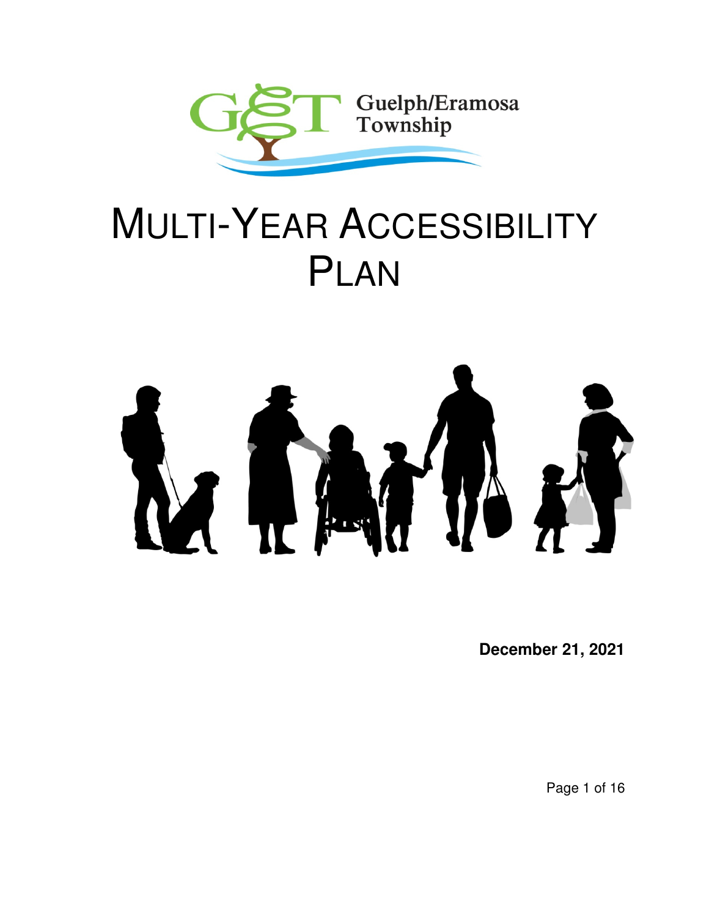Guelph/Eramosa Township

# MULTI-YEAR ACCESSIBILITY PLAN

**December 21, 2021**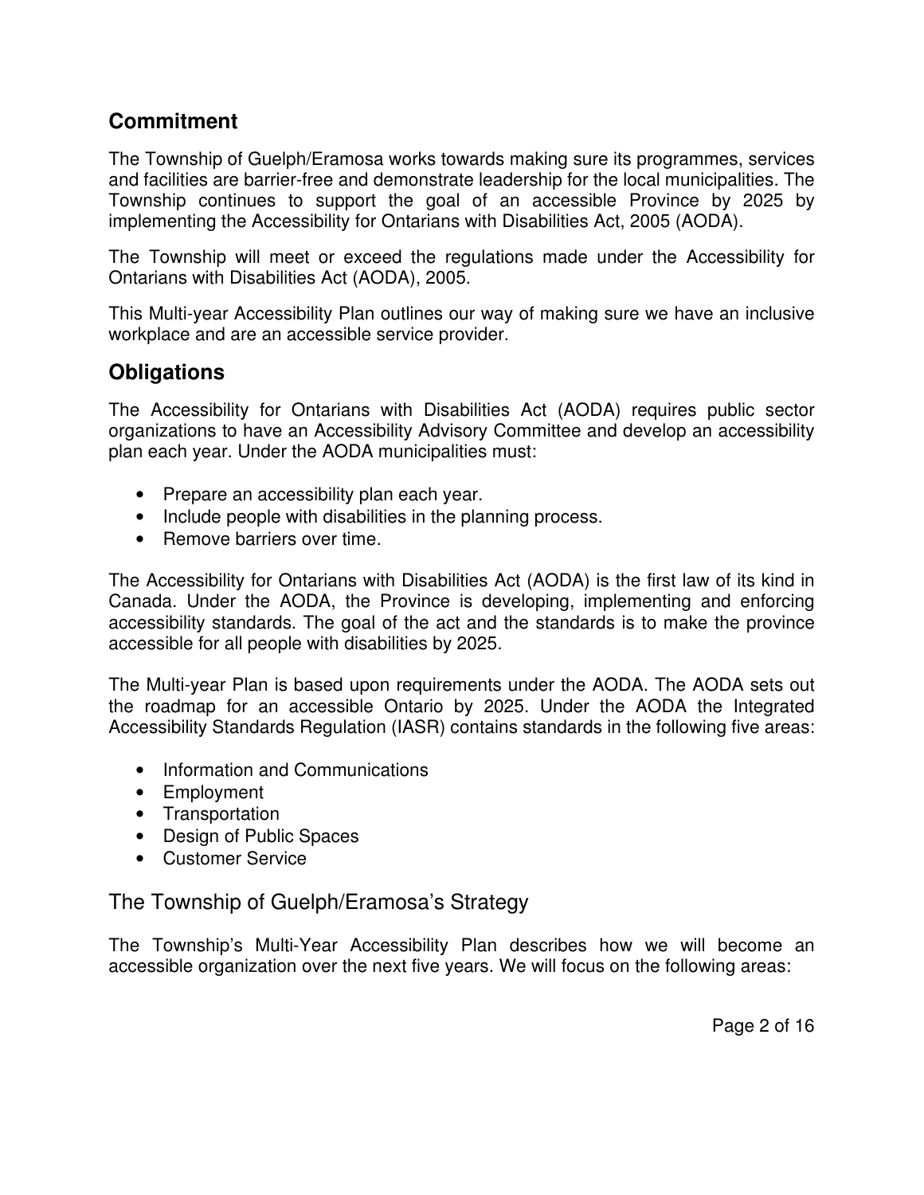## Commitment

The Township of Guelph/Eramosa works towards making sure its programmes, services and facilities are barrier-free and demonstrate leadership for the local municipalities. The Township continues to support the goal of an accessible Province by 2025 by implementing the Accessibility for Ontarians with Disabilities Act, 2005 (AODA).

The Township will meet or exceed the regulations made under the Accessibility for Ontarians with Disabilities Act (AODA), 2005.

This Multi-year Accessibility Plan outlines our way of making sure we have an inclusive workplace and are an accessible service provider.

## Obligations

The Accessibility for Ontarians with Disabilities Act (AODA) requires public sector organizations to have an Accessibility Advisory Committee and develop an accessibility plan each year. Under the AODA municipalities must:

- Prepare an accessibility plan each year.
- Include people with disabilities in the planning process.
- Remove barriers over time.

The Accessibility for Ontarians with Disabilities Act (AODA) is the first law of its kind in Canada. Under the AODA, the Province is developing, implementing and enforcing accessibility standards. The goal of the act and the standards is to make the province accessible for all people with disabilities by 2025.

The Multi-year Plan is based upon requirements under the AODA. The AODA sets out the roadmap for an accessible Ontario by 2025. Under the AODA the Integrated Accessibility Standards Regulation (IASR) contains standards in the following five areas:

- Information and Communications
- Employment
- Transportation
- Design of Public Spaces
- Customer Service

### The Township of Guelph/Eramosa's Strategy

The Township's Multi-Year Accessibility Plan describes how we will become an accessible organization over the next five years. We will focus on the following areas: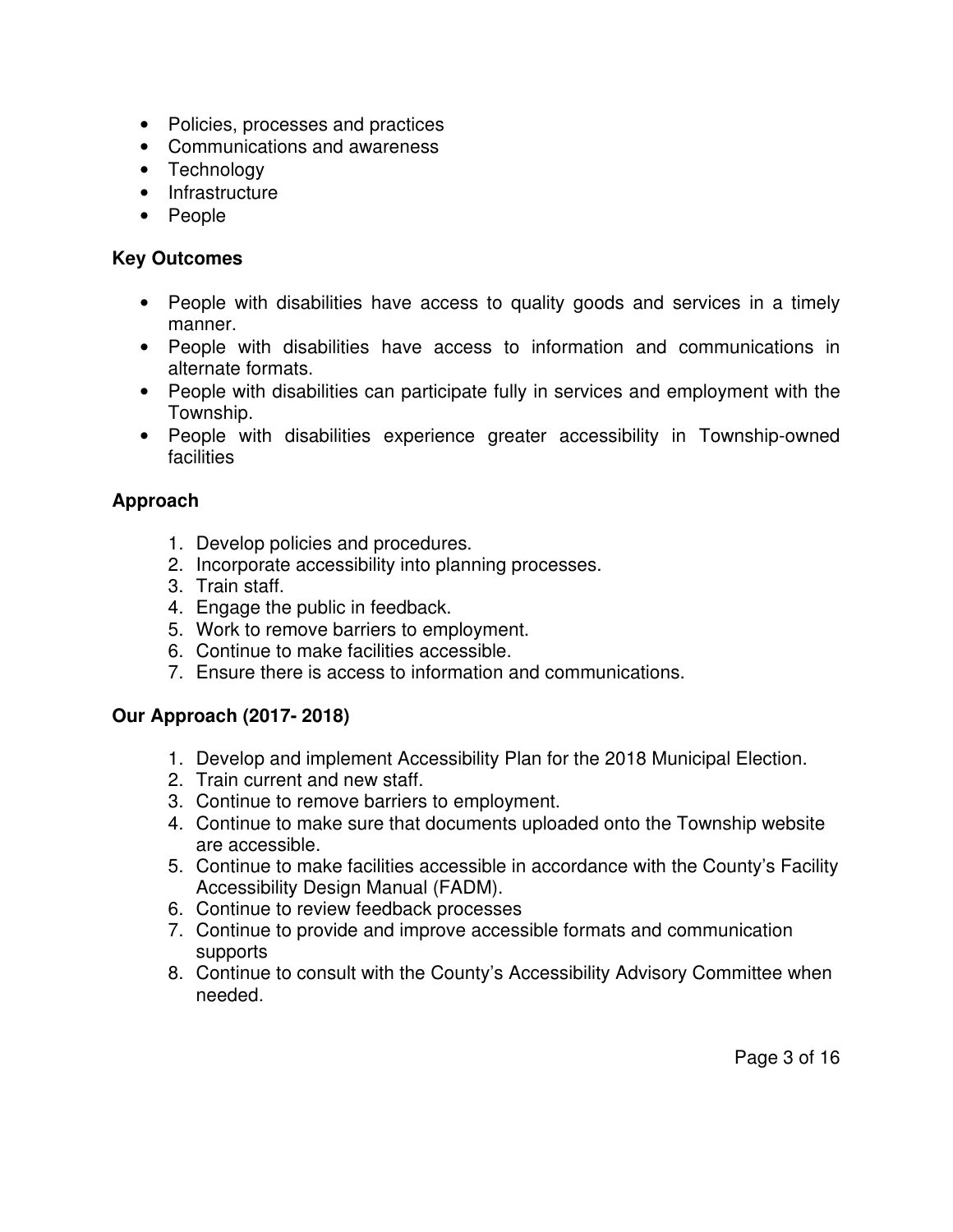- Policies, processes and practices
- Communications and awareness
- Technology
- Infrastructure
- People

**Key Outcomes**

- People with disabilities have access to quality goods and services in a timely manner.
- People with disabilities have access to information and communications in alternate formats.
- People with disabilities can participate fully in services and employment with the Township.
- People with disabilities experience greater accessibility in Township-owned facilities

**Approach**

1. Develop policies and procedures.
2. Incorporate accessibility into planning processes.
3. Train staff.
4. Engage the public in feedback.
5. Work to remove barriers to employment.
6. Continue to make facilities accessible.
7. Ensure there is access to information and communications.

**Our Approach (2017- 2018)**

1. Develop and implement Accessibility Plan for the 2018 Municipal Election.
2. Train current and new staff.
3. Continue to remove barriers to employment.
4. Continue to make sure that documents uploaded onto the Township website are accessible.
5. Continue to make facilities accessible in accordance with the County's Facility Accessibility Design Manual (FADM).
6. Continue to review feedback processes
7. Continue to provide and improve accessible formats and communication supports
8. Continue to consult with the County's Accessibility Advisory Committee when needed.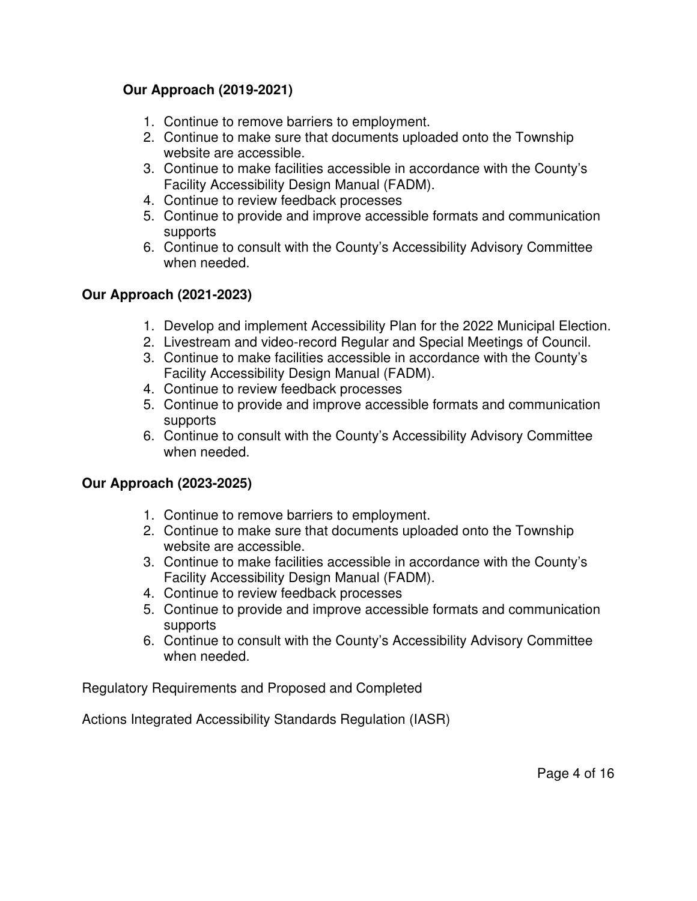**Our Approach (2019-2021)**

1. Continue to remove barriers to employment.
2. Continue to make sure that documents uploaded onto the Township website are accessible.
3. Continue to make facilities accessible in accordance with the County's Facility Accessibility Design Manual (FADM).
4. Continue to review feedback processes
5. Continue to provide and improve accessible formats and communication supports
6. Continue to consult with the County's Accessibility Advisory Committee when needed.

**Our Approach (2021-2023)**

1. Develop and implement Accessibility Plan for the 2022 Municipal Election.
2. Livestream and video-record Regular and Special Meetings of Council.
3. Continue to make facilities accessible in accordance with the County's Facility Accessibility Design Manual (FADM).
4. Continue to review feedback processes
5. Continue to provide and improve accessible formats and communication supports
6. Continue to consult with the County's Accessibility Advisory Committee when needed.

**Our Approach (2023-2025)**

1. Continue to remove barriers to employment.
2. Continue to make sure that documents uploaded onto the Township website are accessible.
3. Continue to make facilities accessible in accordance with the County's Facility Accessibility Design Manual (FADM).
4. Continue to review feedback processes
5. Continue to provide and improve accessible formats and communication supports
6. Continue to consult with the County's Accessibility Advisory Committee when needed.

Regulatory Requirements and Proposed and Completed

Actions Integrated Accessibility Standards Regulation (IASR)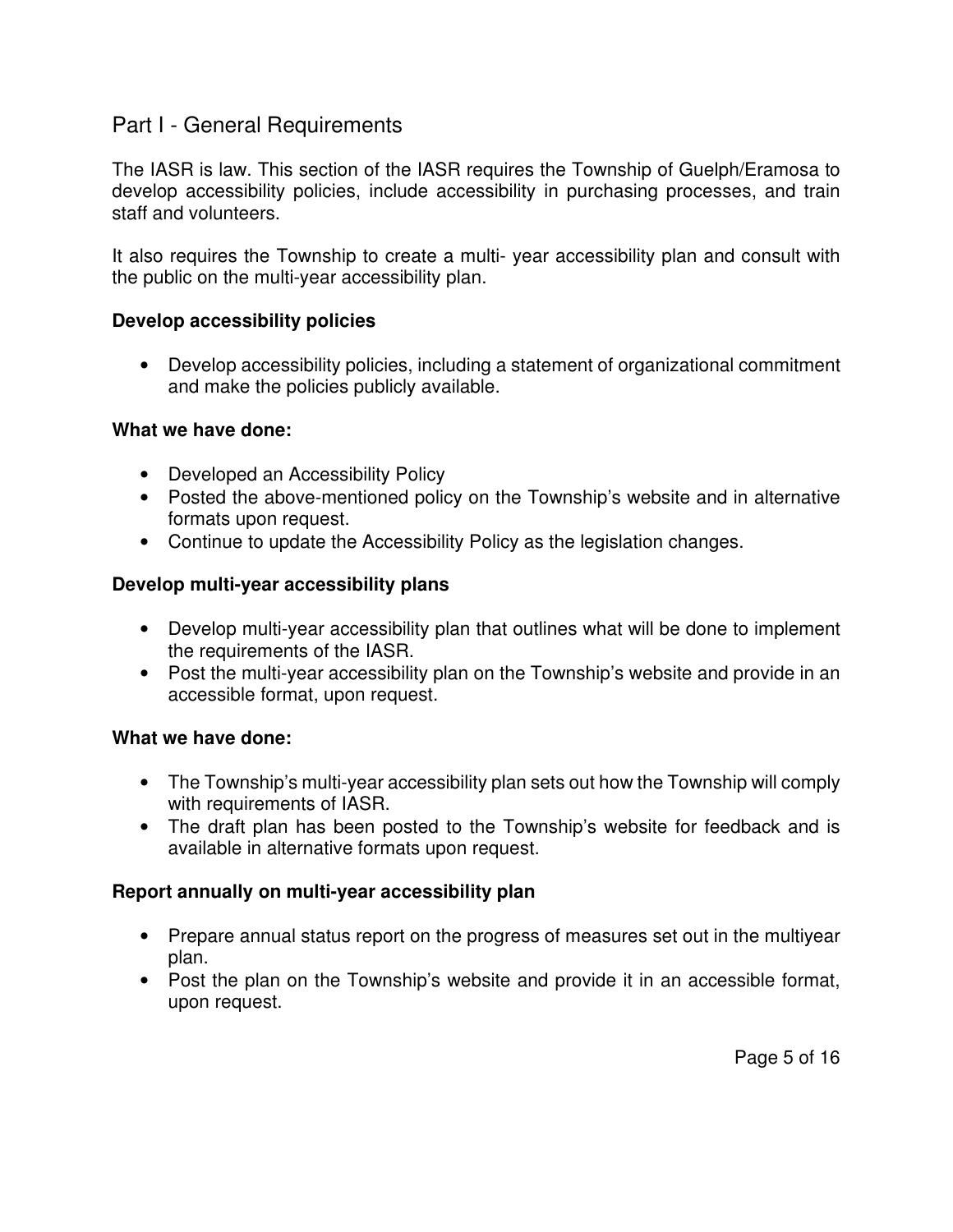## Part I - General Requirements

The IASR is law. This section of the IASR requires the Township of Guelph/Eramosa to develop accessibility policies, include accessibility in purchasing processes, and train staff and volunteers.

It also requires the Township to create a multi- year accessibility plan and consult with the public on the multi-year accessibility plan.

**Develop accessibility policies**

- Develop accessibility policies, including a statement of organizational commitment and make the policies publicly available.

**What we have done:**

- Developed an Accessibility Policy
- Posted the above-mentioned policy on the Township's website and in alternative formats upon request.
- Continue to update the Accessibility Policy as the legislation changes.

**Develop multi-year accessibility plans**

- Develop multi-year accessibility plan that outlines what will be done to implement the requirements of the IASR.
- Post the multi-year accessibility plan on the Township's website and provide in an accessible format, upon request.

**What we have done:**

- The Township's multi-year accessibility plan sets out how the Township will comply with requirements of IASR.
- The draft plan has been posted to the Township's website for feedback and is available in alternative formats upon request.

**Report annually on multi-year accessibility plan**

- Prepare annual status report on the progress of measures set out in the multiyear plan.
- Post the plan on the Township's website and provide it in an accessible format, upon request.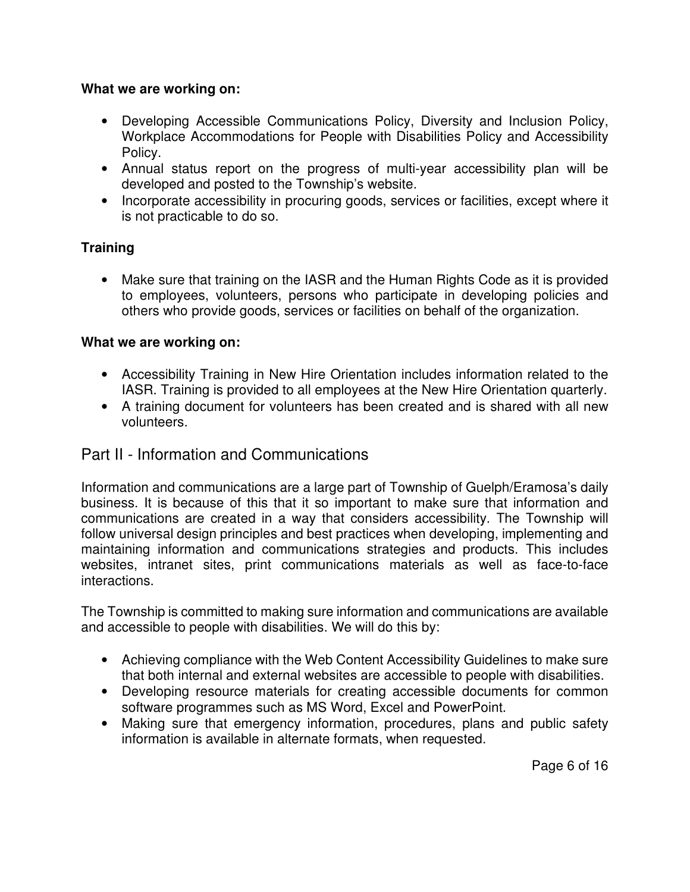**What we are working on:**

- Developing Accessible Communications Policy, Diversity and Inclusion Policy, Workplace Accommodations for People with Disabilities Policy and Accessibility Policy.
- Annual status report on the progress of multi-year accessibility plan will be developed and posted to the Township's website.
- Incorporate accessibility in procuring goods, services or facilities, except where it is not practicable to do so.

**Training**

- Make sure that training on the IASR and the Human Rights Code as it is provided to employees, volunteers, persons who participate in developing policies and others who provide goods, services or facilities on behalf of the organization.

**What we are working on:**

- Accessibility Training in New Hire Orientation includes information related to the IASR. Training is provided to all employees at the New Hire Orientation quarterly.
- A training document for volunteers has been created and is shared with all new volunteers.

## Part II - Information and Communications

Information and communications are a large part of Township of Guelph/Eramosa's daily business. It is because of this that it so important to make sure that information and communications are created in a way that considers accessibility. The Township will follow universal design principles and best practices when developing, implementing and maintaining information and communications strategies and products. This includes websites, intranet sites, print communications materials as well as face-to-face interactions.

The Township is committed to making sure information and communications are available and accessible to people with disabilities. We will do this by:

- Achieving compliance with the Web Content Accessibility Guidelines to make sure that both internal and external websites are accessible to people with disabilities.
- Developing resource materials for creating accessible documents for common software programmes such as MS Word, Excel and PowerPoint.
- Making sure that emergency information, procedures, plans and public safety information is available in alternate formats, when requested.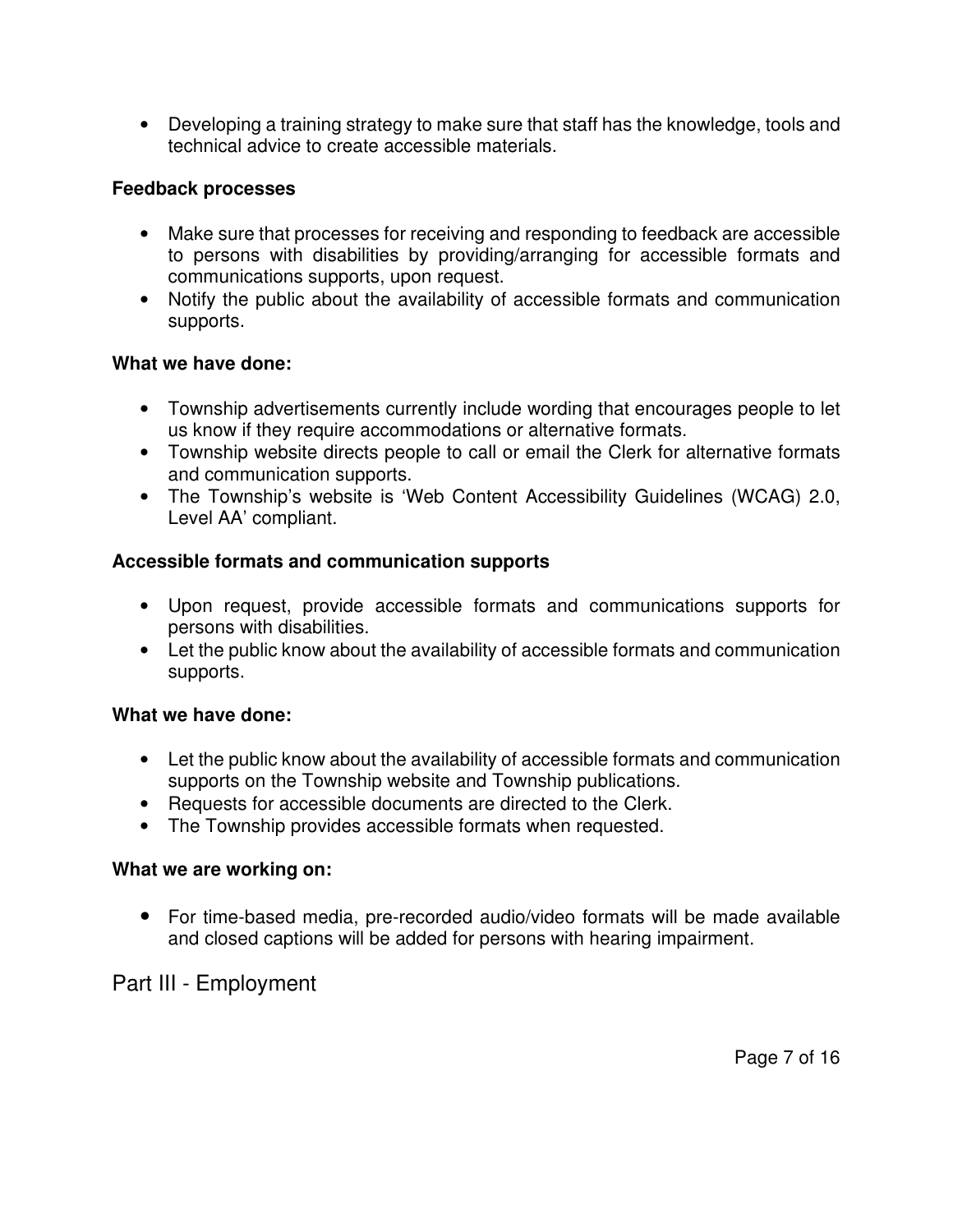- Developing a training strategy to make sure that staff has the knowledge, tools and technical advice to create accessible materials.

**Feedback processes**

- Make sure that processes for receiving and responding to feedback are accessible to persons with disabilities by providing/arranging for accessible formats and communications supports, upon request.
- Notify the public about the availability of accessible formats and communication supports.

**What we have done:**

- Township advertisements currently include wording that encourages people to let us know if they require accommodations or alternative formats.
- Township website directs people to call or email the Clerk for alternative formats and communication supports.
- The Township's website is 'Web Content Accessibility Guidelines (WCAG) 2.0, Level AA' compliant.

**Accessible formats and communication supports**

- Upon request, provide accessible formats and communications supports for persons with disabilities.
- Let the public know about the availability of accessible formats and communication supports.

**What we have done:**

- Let the public know about the availability of accessible formats and communication supports on the Township website and Township publications.
- Requests for accessible documents are directed to the Clerk.
- The Township provides accessible formats when requested.

**What we are working on:**

- For time-based media, pre-recorded audio/video formats will be made available and closed captions will be added for persons with hearing impairment.

## Part III - Employment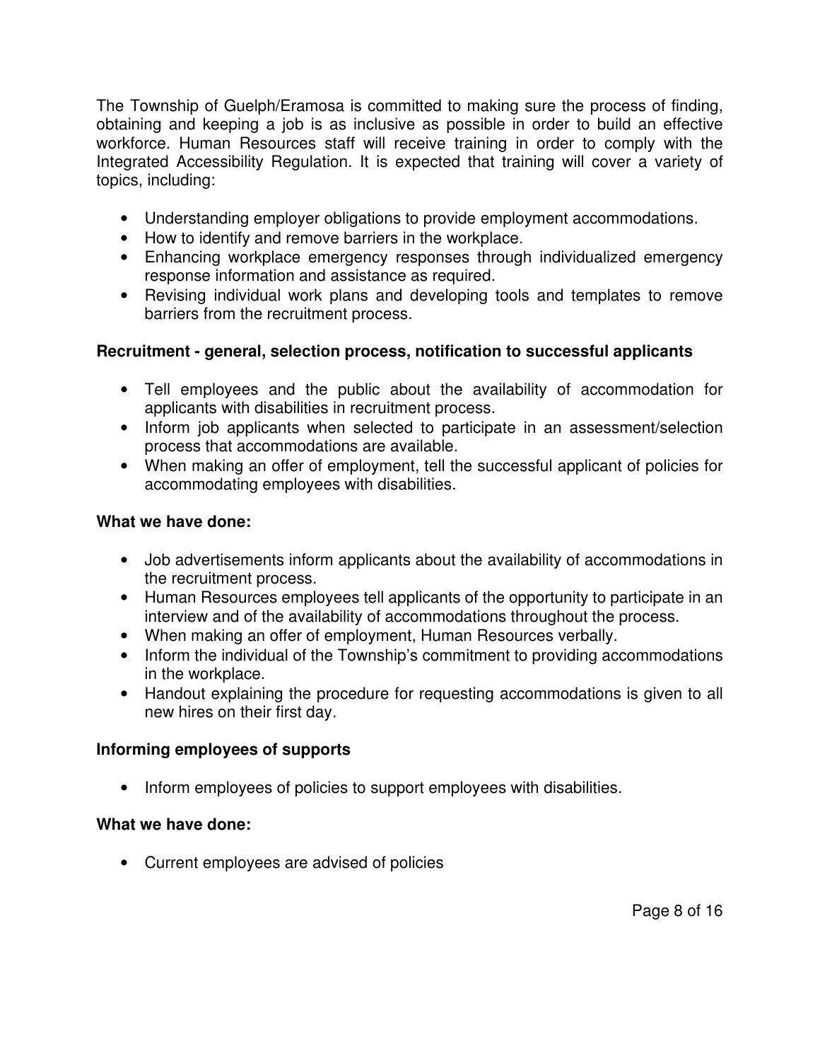The Township of Guelph/Eramosa is committed to making sure the process of finding, obtaining and keeping a job is as inclusive as possible in order to build an effective workforce. Human Resources staff will receive training in order to comply with the Integrated Accessibility Regulation. It is expected that training will cover a variety of topics, including:

- Understanding employer obligations to provide employment accommodations.
- How to identify and remove barriers in the workplace.
- Enhancing workplace emergency responses through individualized emergency response information and assistance as required.
- Revising individual work plans and developing tools and templates to remove barriers from the recruitment process.

**Recruitment - general, selection process, notification to successful applicants**

- Tell employees and the public about the availability of accommodation for applicants with disabilities in recruitment process.
- Inform job applicants when selected to participate in an assessment/selection process that accommodations are available.
- When making an offer of employment, tell the successful applicant of policies for accommodating employees with disabilities.

**What we have done:**

- Job advertisements inform applicants about the availability of accommodations in the recruitment process.
- Human Resources employees tell applicants of the opportunity to participate in an interview and of the availability of accommodations throughout the process.
- When making an offer of employment, Human Resources verbally.
- Inform the individual of the Township's commitment to providing accommodations in the workplace.
- Handout explaining the procedure for requesting accommodations is given to all new hires on their first day.

**Informing employees of supports**

- Inform employees of policies to support employees with disabilities.

**What we have done:**

- Current employees are advised of policies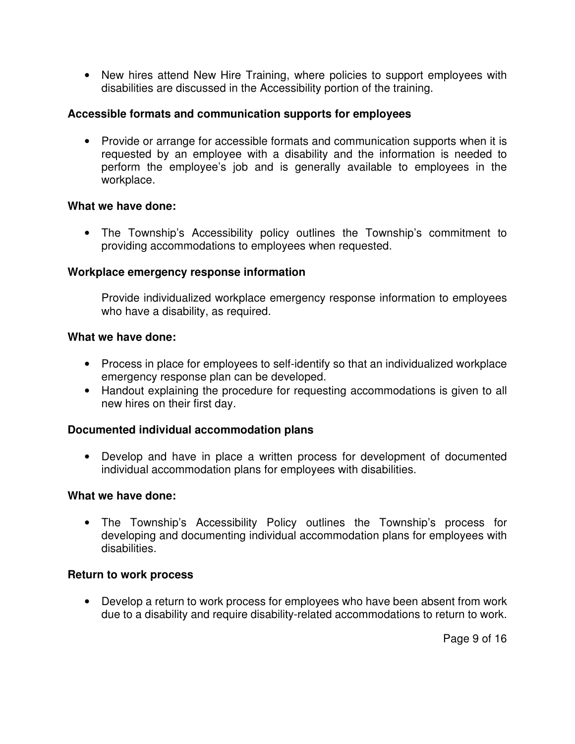- New hires attend New Hire Training, where policies to support employees with disabilities are discussed in the Accessibility portion of the training.

**Accessible formats and communication supports for employees**

- Provide or arrange for accessible formats and communication supports when it is requested by an employee with a disability and the information is needed to perform the employee's job and is generally available to employees in the workplace.

**What we have done:**

- The Township's Accessibility policy outlines the Township's commitment to providing accommodations to employees when requested.

**Workplace emergency response information**

Provide individualized workplace emergency response information to employees who have a disability, as required.

**What we have done:**

- Process in place for employees to self-identify so that an individualized workplace emergency response plan can be developed.
- Handout explaining the procedure for requesting accommodations is given to all new hires on their first day.

**Documented individual accommodation plans**

- Develop and have in place a written process for development of documented individual accommodation plans for employees with disabilities.

**What we have done:**

- The Township's Accessibility Policy outlines the Township's process for developing and documenting individual accommodation plans for employees with disabilities.

**Return to work process**

- Develop a return to work process for employees who have been absent from work due to a disability and require disability-related accommodations to return to work.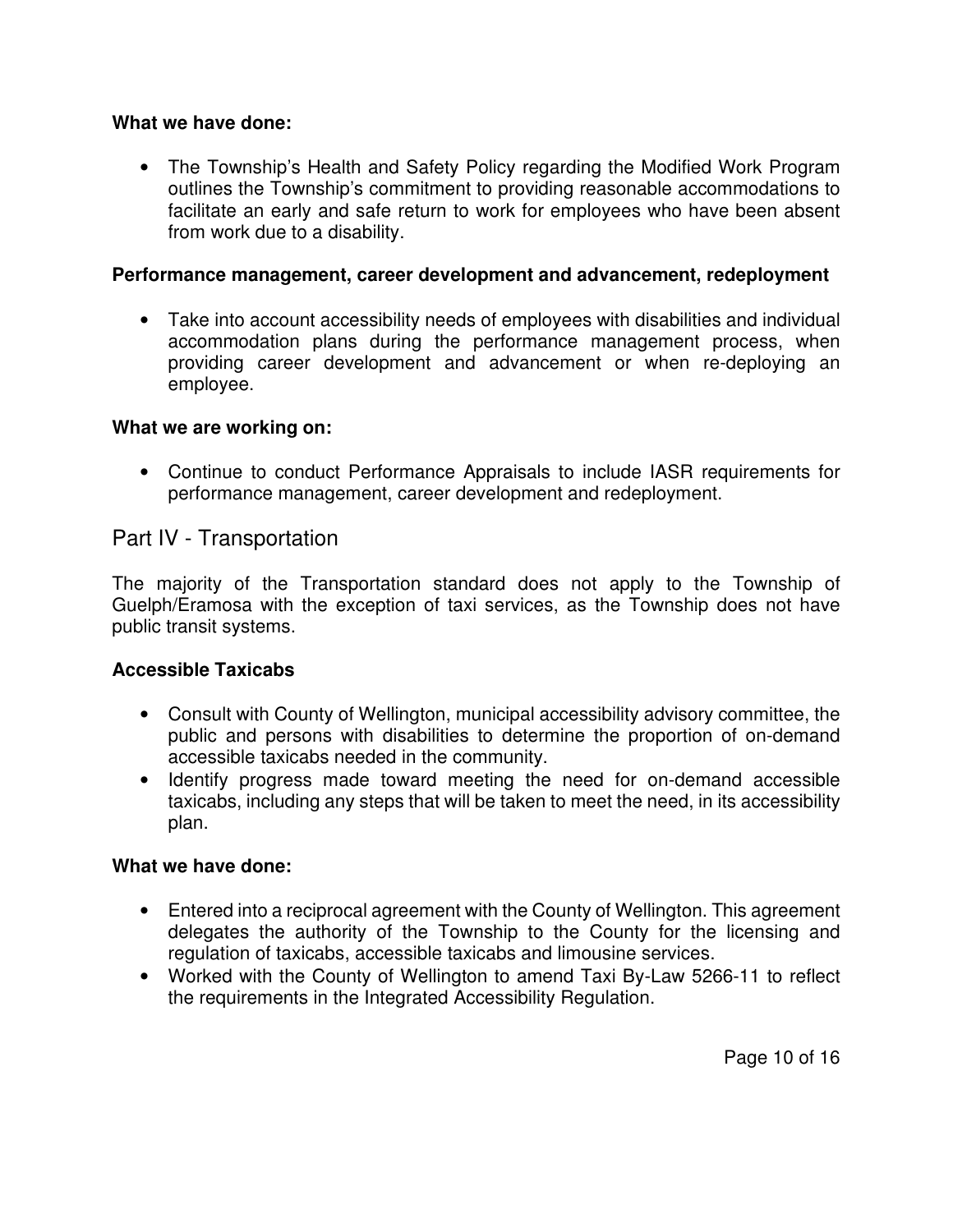**What we have done:**

- The Township's Health and Safety Policy regarding the Modified Work Program outlines the Township's commitment to providing reasonable accommodations to facilitate an early and safe return to work for employees who have been absent from work due to a disability.

**Performance management, career development and advancement, redeployment**

- Take into account accessibility needs of employees with disabilities and individual accommodation plans during the performance management process, when providing career development and advancement or when re-deploying an employee.

**What we are working on:**

- Continue to conduct Performance Appraisals to include IASR requirements for performance management, career development and redeployment.

## Part IV - Transportation

The majority of the Transportation standard does not apply to the Township of Guelph/Eramosa with the exception of taxi services, as the Township does not have public transit systems.

**Accessible Taxicabs**

- Consult with County of Wellington, municipal accessibility advisory committee, the public and persons with disabilities to determine the proportion of on-demand accessible taxicabs needed in the community.
- Identify progress made toward meeting the need for on-demand accessible taxicabs, including any steps that will be taken to meet the need, in its accessibility plan.

**What we have done:**

- Entered into a reciprocal agreement with the County of Wellington. This agreement delegates the authority of the Township to the County for the licensing and regulation of taxicabs, accessible taxicabs and limousine services.
- Worked with the County of Wellington to amend Taxi By-Law 5266-11 to reflect the requirements in the Integrated Accessibility Regulation.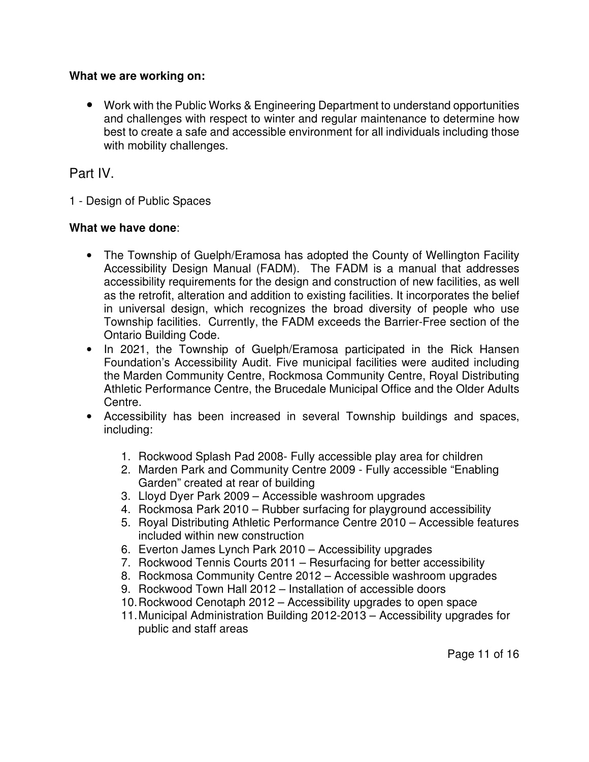**What we are working on:**

- Work with the Public Works & Engineering Department to understand opportunities and challenges with respect to winter and regular maintenance to determine how best to create a safe and accessible environment for all individuals including those with mobility challenges.

## Part IV.

1 - Design of Public Spaces

**What we have done**:

- The Township of Guelph/Eramosa has adopted the County of Wellington Facility Accessibility Design Manual (FADM). The FADM is a manual that addresses accessibility requirements for the design and construction of new facilities, as well as the retrofit, alteration and addition to existing facilities. It incorporates the belief in universal design, which recognizes the broad diversity of people who use Township facilities. Currently, the FADM exceeds the Barrier-Free section of the Ontario Building Code.
- In 2021, the Township of Guelph/Eramosa participated in the Rick Hansen Foundation's Accessibility Audit. Five municipal facilities were audited including the Marden Community Centre, Rockmosa Community Centre, Royal Distributing Athletic Performance Centre, the Brucedale Municipal Office and the Older Adults Centre.
- Accessibility has been increased in several Township buildings and spaces, including:

    1. Rockwood Splash Pad 2008- Fully accessible play area for children
    2. Marden Park and Community Centre 2009 - Fully accessible "Enabling Garden" created at rear of building
    3. Lloyd Dyer Park 2009 – Accessible washroom upgrades
    4. Rockmosa Park 2010 – Rubber surfacing for playground accessibility
    5. Royal Distributing Athletic Performance Centre 2010 – Accessible features included within new construction
    6. Everton James Lynch Park 2010 – Accessibility upgrades
    7. Rockwood Tennis Courts 2011 – Resurfacing for better accessibility
    8. Rockmosa Community Centre 2012 – Accessible washroom upgrades
    9. Rockwood Town Hall 2012 – Installation of accessible doors
    10. Rockwood Cenotaph 2012 – Accessibility upgrades to open space
    11. Municipal Administration Building 2012-2013 – Accessibility upgrades for public and staff areas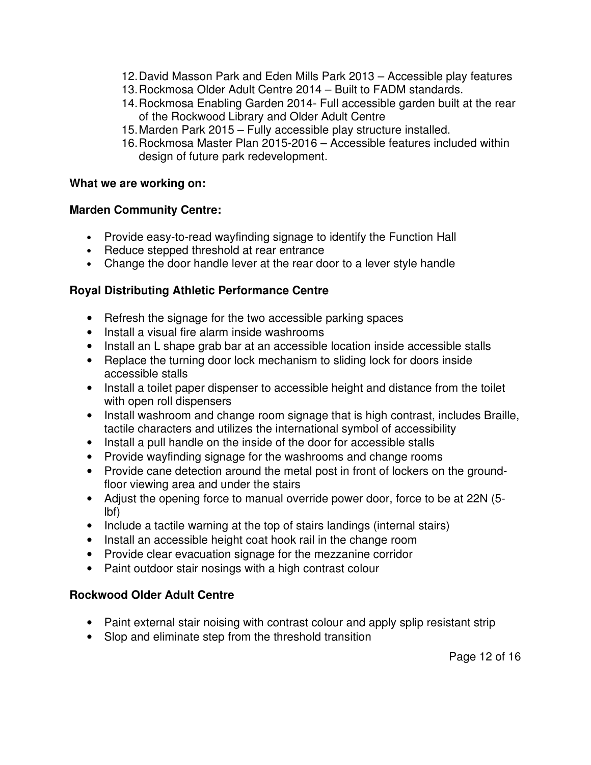12. David Masson Park and Eden Mills Park 2013 – Accessible play features
13. Rockmosa Older Adult Centre 2014 – Built to FADM standards.
14. Rockmosa Enabling Garden 2014- Full accessible garden built at the rear of the Rockwood Library and Older Adult Centre
15. Marden Park 2015 – Fully accessible play structure installed.
16. Rockmosa Master Plan 2015-2016 – Accessible features included within design of future park redevelopment.

**What we are working on:**

**Marden Community Centre:**

- Provide easy-to-read wayfinding signage to identify the Function Hall
- Reduce stepped threshold at rear entrance
- Change the door handle lever at the rear door to a lever style handle

**Royal Distributing Athletic Performance Centre**

- Refresh the signage for the two accessible parking spaces
- Install a visual fire alarm inside washrooms
- Install an L shape grab bar at an accessible location inside accessible stalls
- Replace the turning door lock mechanism to sliding lock for doors inside accessible stalls
- Install a toilet paper dispenser to accessible height and distance from the toilet with open roll dispensers
- Install washroom and change room signage that is high contrast, includes Braille, tactile characters and utilizes the international symbol of accessibility
- Install a pull handle on the inside of the door for accessible stalls
- Provide wayfinding signage for the washrooms and change rooms
- Provide cane detection around the metal post in front of lockers on the ground-floor viewing area and under the stairs
- Adjust the opening force to manual override power door, force to be at 22N (5-lbf)
- Include a tactile warning at the top of stairs landings (internal stairs)
- Install an accessible height coat hook rail in the change room
- Provide clear evacuation signage for the mezzanine corridor
- Paint outdoor stair nosings with a high contrast colour

**Rockwood Older Adult Centre**

- Paint external stair noising with contrast colour and apply splip resistant strip
- Slop and eliminate step from the threshold transition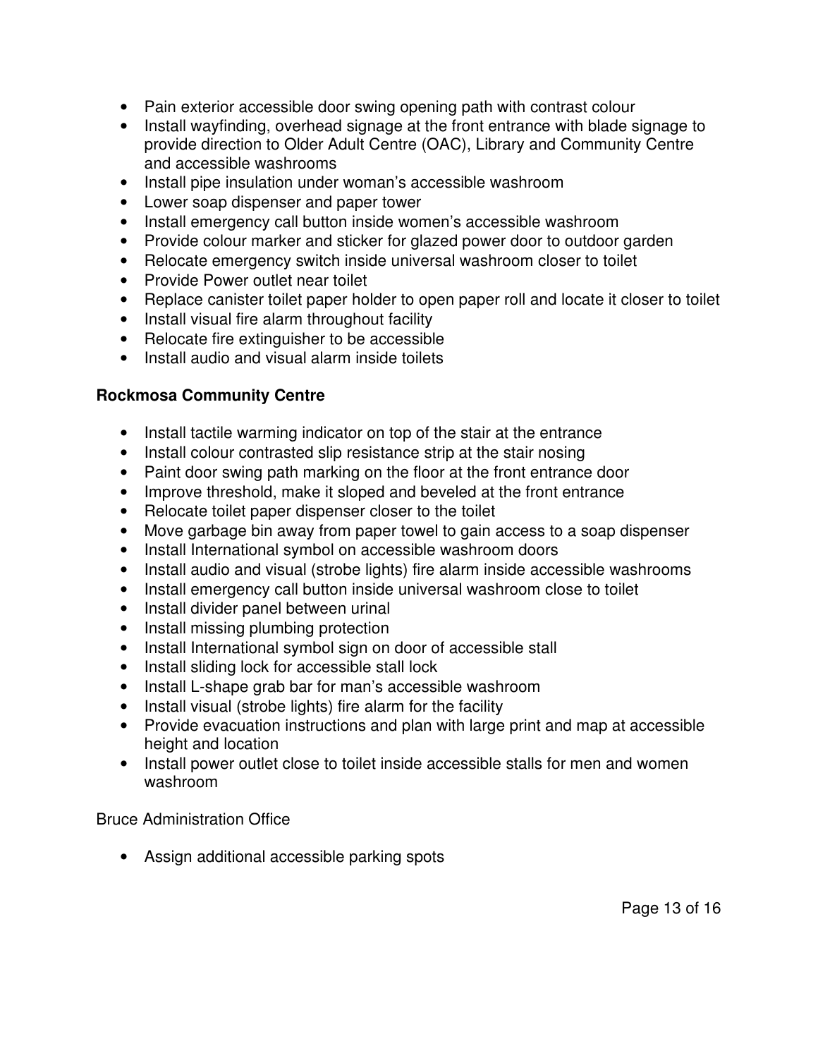- Pain exterior accessible door swing opening path with contrast colour
- Install wayfinding, overhead signage at the front entrance with blade signage to provide direction to Older Adult Centre (OAC), Library and Community Centre and accessible washrooms
- Install pipe insulation under woman's accessible washroom
- Lower soap dispenser and paper tower
- Install emergency call button inside women's accessible washroom
- Provide colour marker and sticker for glazed power door to outdoor garden
- Relocate emergency switch inside universal washroom closer to toilet
- Provide Power outlet near toilet
- Replace canister toilet paper holder to open paper roll and locate it closer to toilet
- Install visual fire alarm throughout facility
- Relocate fire extinguisher to be accessible
- Install audio and visual alarm inside toilets

**Rockmosa Community Centre**

- Install tactile warming indicator on top of the stair at the entrance
- Install colour contrasted slip resistance strip at the stair nosing
- Paint door swing path marking on the floor at the front entrance door
- Improve threshold, make it sloped and beveled at the front entrance
- Relocate toilet paper dispenser closer to the toilet
- Move garbage bin away from paper towel to gain access to a soap dispenser
- Install International symbol on accessible washroom doors
- Install audio and visual (strobe lights) fire alarm inside accessible washrooms
- Install emergency call button inside universal washroom close to toilet
- Install divider panel between urinal
- Install missing plumbing protection
- Install International symbol sign on door of accessible stall
- Install sliding lock for accessible stall lock
- Install L-shape grab bar for man's accessible washroom
- Install visual (strobe lights) fire alarm for the facility
- Provide evacuation instructions and plan with large print and map at accessible height and location
- Install power outlet close to toilet inside accessible stalls for men and women washroom

Bruce Administration Office

- Assign additional accessible parking spots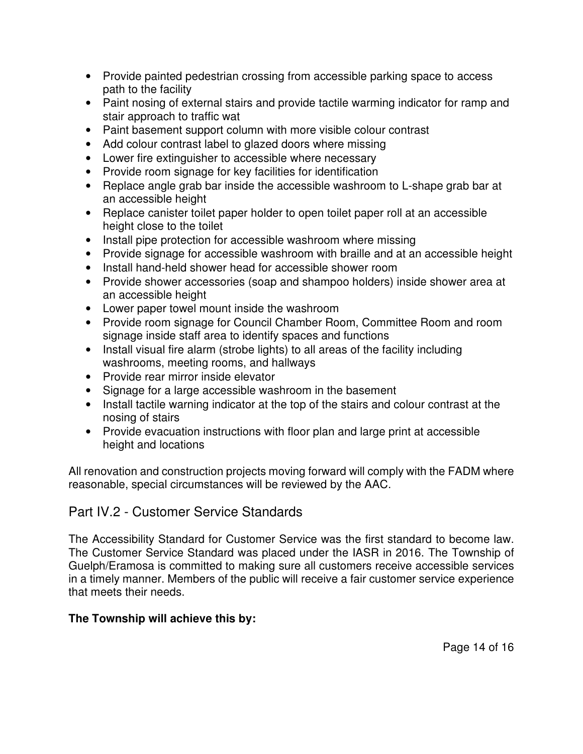- Provide painted pedestrian crossing from accessible parking space to access path to the facility
- Paint nosing of external stairs and provide tactile warming indicator for ramp and stair approach to traffic wat
- Paint basement support column with more visible colour contrast
- Add colour contrast label to glazed doors where missing
- Lower fire extinguisher to accessible where necessary
- Provide room signage for key facilities for identification
- Replace angle grab bar inside the accessible washroom to L-shape grab bar at an accessible height
- Replace canister toilet paper holder to open toilet paper roll at an accessible height close to the toilet
- Install pipe protection for accessible washroom where missing
- Provide signage for accessible washroom with braille and at an accessible height
- Install hand-held shower head for accessible shower room
- Provide shower accessories (soap and shampoo holders) inside shower area at an accessible height
- Lower paper towel mount inside the washroom
- Provide room signage for Council Chamber Room, Committee Room and room signage inside staff area to identify spaces and functions
- Install visual fire alarm (strobe lights) to all areas of the facility including washrooms, meeting rooms, and hallways
- Provide rear mirror inside elevator
- Signage for a large accessible washroom in the basement
- Install tactile warning indicator at the top of the stairs and colour contrast at the nosing of stairs
- Provide evacuation instructions with floor plan and large print at accessible height and locations

All renovation and construction projects moving forward will comply with the FADM where reasonable, special circumstances will be reviewed by the AAC.

## Part IV.2 - Customer Service Standards

The Accessibility Standard for Customer Service was the first standard to become law. The Customer Service Standard was placed under the IASR in 2016. The Township of Guelph/Eramosa is committed to making sure all customers receive accessible services in a timely manner. Members of the public will receive a fair customer service experience that meets their needs.

**The Township will achieve this by:**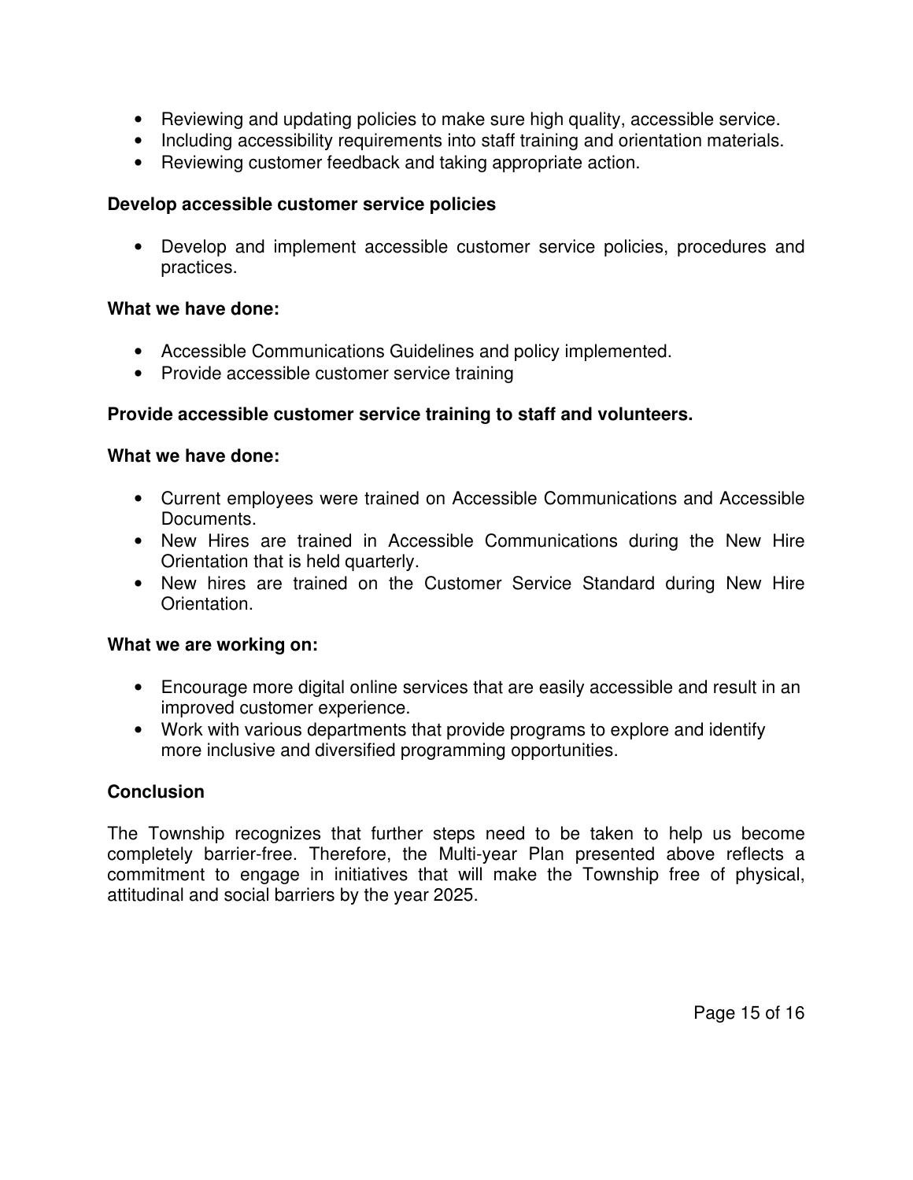- Reviewing and updating policies to make sure high quality, accessible service.
- Including accessibility requirements into staff training and orientation materials.
- Reviewing customer feedback and taking appropriate action.

**Develop accessible customer service policies**

- Develop and implement accessible customer service policies, procedures and practices.

**What we have done:**

- Accessible Communications Guidelines and policy implemented.
- Provide accessible customer service training

**Provide accessible customer service training to staff and volunteers.**

**What we have done:**

- Current employees were trained on Accessible Communications and Accessible Documents.
- New Hires are trained in Accessible Communications during the New Hire Orientation that is held quarterly.
- New hires are trained on the Customer Service Standard during New Hire Orientation.

**What we are working on:**

- Encourage more digital online services that are easily accessible and result in an improved customer experience.
- Work with various departments that provide programs to explore and identify more inclusive and diversified programming opportunities.

**Conclusion**

The Township recognizes that further steps need to be taken to help us become completely barrier-free. Therefore, the Multi-year Plan presented above reflects a commitment to engage in initiatives that will make the Township free of physical, attitudinal and social barriers by the year 2025.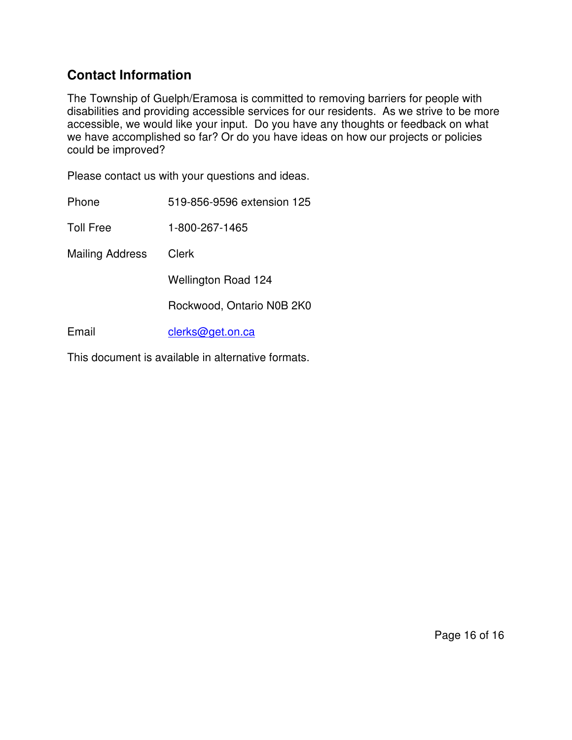## Contact Information

The Township of Guelph/Eramosa is committed to removing barriers for people with disabilities and providing accessible services for our residents. As we strive to be more accessible, we would like your input. Do you have any thoughts or feedback on what we have accomplished so far? Or do you have ideas on how our projects or policies could be improved?

Please contact us with your questions and ideas.

| | |
|---|---|
| Phone | 519-856-9596 extension 125 |
| Toll Free | 1-800-267-1465 |
| Mailing Address | Clerk |
| | Wellington Road 124 |
| | Rockwood, Ontario N0B 2K0 |
| Email | clerks@get.on.ca |

This document is available in alternative formats.